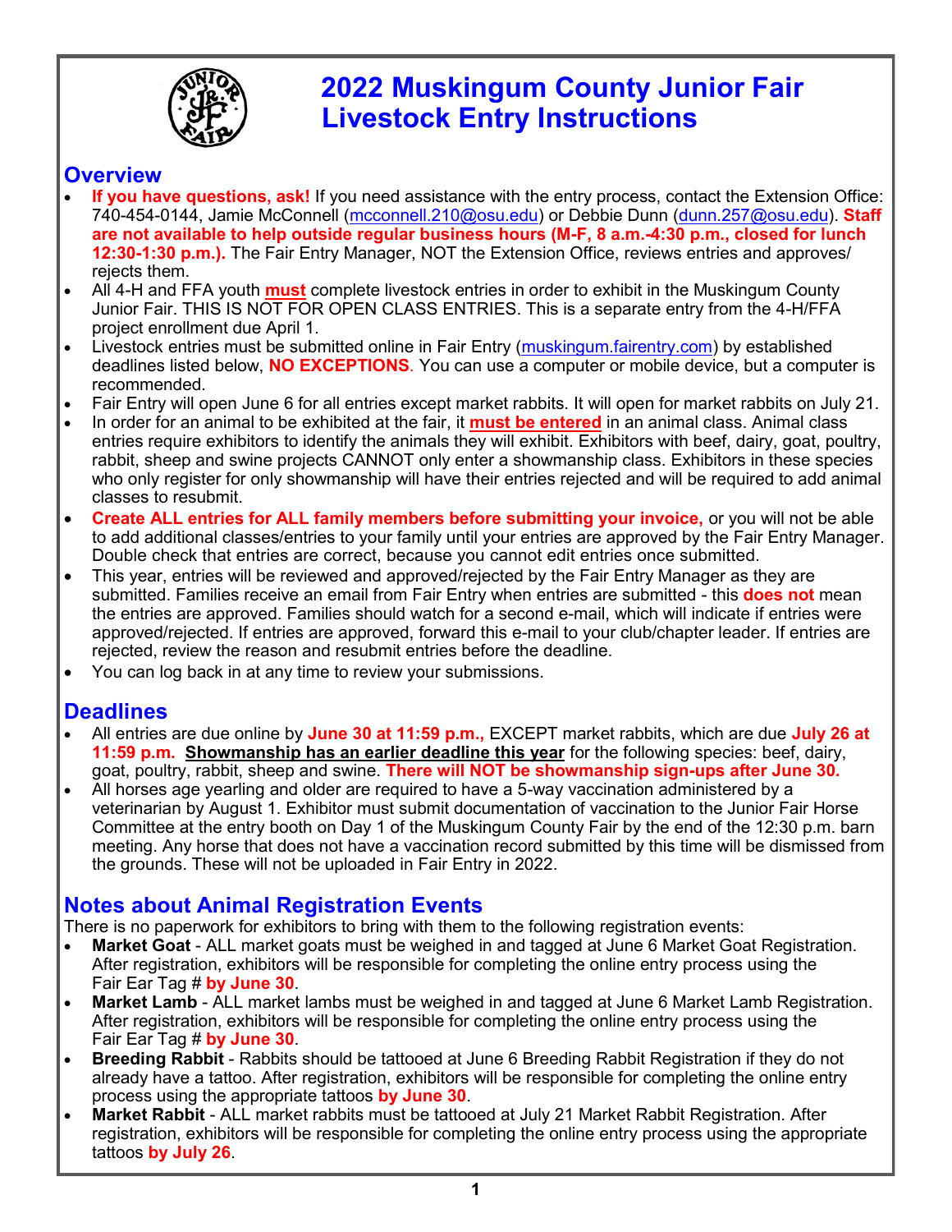# 2022 Muskingum County Junior Fair Livestock Entry Instructions

## Overview

- **If you have questions, ask!** If you need assistance with the entry process, contact the Extension Office: 740-454-0144, Jamie McConnell (mcconnell.210@osu.edu) or Debbie Dunn (dunn.257@osu.edu). **Staff are not available to help outside regular business hours (M-F, 8 a.m.-4:30 p.m., closed for lunch 12:30-1:30 p.m.).** The Fair Entry Manager, NOT the Extension Office, reviews entries and approves/rejects them.
- All 4-H and FFA youth **must** complete livestock entries in order to exhibit in the Muskingum County Junior Fair. THIS IS NOT FOR OPEN CLASS ENTRIES. This is a separate entry from the 4-H/FFA project enrollment due April 1.
- Livestock entries must be submitted online in Fair Entry (muskingum.fairentry.com) by established deadlines listed below, **NO EXCEPTIONS**. You can use a computer or mobile device, but a computer is recommended.
- Fair Entry will open June 6 for all entries except market rabbits. It will open for market rabbits on July 21.
- In order for an animal to be exhibited at the fair, it **must be entered** in an animal class. Animal class entries require exhibitors to identify the animals they will exhibit. Exhibitors with beef, dairy, goat, poultry, rabbit, sheep and swine projects CANNOT only enter a showmanship class. Exhibitors in these species who only register for only showmanship will have their entries rejected and will be required to add animal classes to resubmit.
- **Create ALL entries for ALL family members before submitting your invoice,** or you will not be able to add additional classes/entries to your family until your entries are approved by the Fair Entry Manager. Double check that entries are correct, because you cannot edit entries once submitted.
- This year, entries will be reviewed and approved/rejected by the Fair Entry Manager as they are submitted. Families receive an email from Fair Entry when entries are submitted - this **does not** mean the entries are approved. Families should watch for a second e-mail, which will indicate if entries were approved/rejected. If entries are approved, forward this e-mail to your club/chapter leader. If entries are rejected, review the reason and resubmit entries before the deadline.
- You can log back in at any time to review your submissions.

## Deadlines

- All entries are due online by **June 30 at 11:59 p.m.,** EXCEPT market rabbits, which are due **July 26 at 11:59 p.m.** **Showmanship has an earlier deadline this year** for the following species: beef, dairy, goat, poultry, rabbit, sheep and swine. **There will NOT be showmanship sign-ups after June 30.**
- All horses age yearling and older are required to have a 5-way vaccination administered by a veterinarian by August 1. Exhibitor must submit documentation of vaccination to the Junior Fair Horse Committee at the entry booth on Day 1 of the Muskingum County Fair by the end of the 12:30 p.m. barn meeting. Any horse that does not have a vaccination record submitted by this time will be dismissed from the grounds. These will not be uploaded in Fair Entry in 2022.

## Notes about Animal Registration Events

There is no paperwork for exhibitors to bring with them to the following registration events:

- **Market Goat** - ALL market goats must be weighed in and tagged at June 6 Market Goat Registration. After registration, exhibitors will be responsible for completing the online entry process using the Fair Ear Tag # **by June 30**.
- **Market Lamb** - ALL market lambs must be weighed in and tagged at June 6 Market Lamb Registration. After registration, exhibitors will be responsible for completing the online entry process using the Fair Ear Tag # **by June 30**.
- **Breeding Rabbit** - Rabbits should be tattooed at June 6 Breeding Rabbit Registration if they do not already have a tattoo. After registration, exhibitors will be responsible for completing the online entry process using the appropriate tattoos **by June 30**.
- **Market Rabbit** - ALL market rabbits must be tattooed at July 21 Market Rabbit Registration. After registration, exhibitors will be responsible for completing the online entry process using the appropriate tattoos **by July 26**.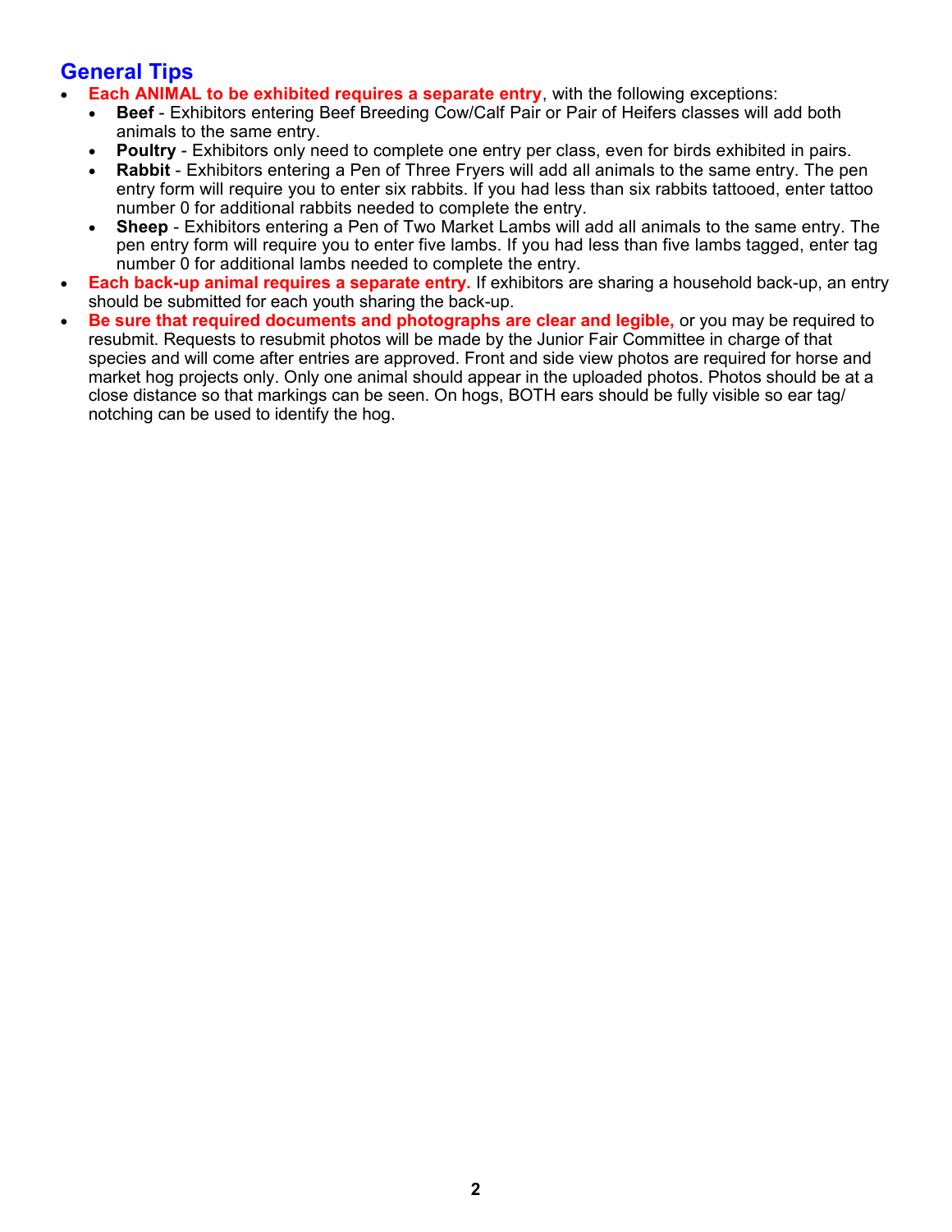## General Tips

- **Each ANIMAL to be exhibited requires a separate entry**, with the following exceptions:
  - **Beef** - Exhibitors entering Beef Breeding Cow/Calf Pair or Pair of Heifers classes will add both animals to the same entry.
  - **Poultry** - Exhibitors only need to complete one entry per class, even for birds exhibited in pairs.
  - **Rabbit** - Exhibitors entering a Pen of Three Fryers will add all animals to the same entry. The pen entry form will require you to enter six rabbits. If you had less than six rabbits tattooed, enter tattoo number 0 for additional rabbits needed to complete the entry.
  - **Sheep** - Exhibitors entering a Pen of Two Market Lambs will add all animals to the same entry. The pen entry form will require you to enter five lambs. If you had less than five lambs tagged, enter tag number 0 for additional lambs needed to complete the entry.
- **Each back-up animal requires a separate entry.** If exhibitors are sharing a household back-up, an entry should be submitted for each youth sharing the back-up.
- **Be sure that required documents and photographs are clear and legible,** or you may be required to resubmit. Requests to resubmit photos will be made by the Junior Fair Committee in charge of that species and will come after entries are approved. Front and side view photos are required for horse and market hog projects only. Only one animal should appear in the uploaded photos. Photos should be at a close distance so that markings can be seen. On hogs, BOTH ears should be fully visible so ear tag/ notching can be used to identify the hog.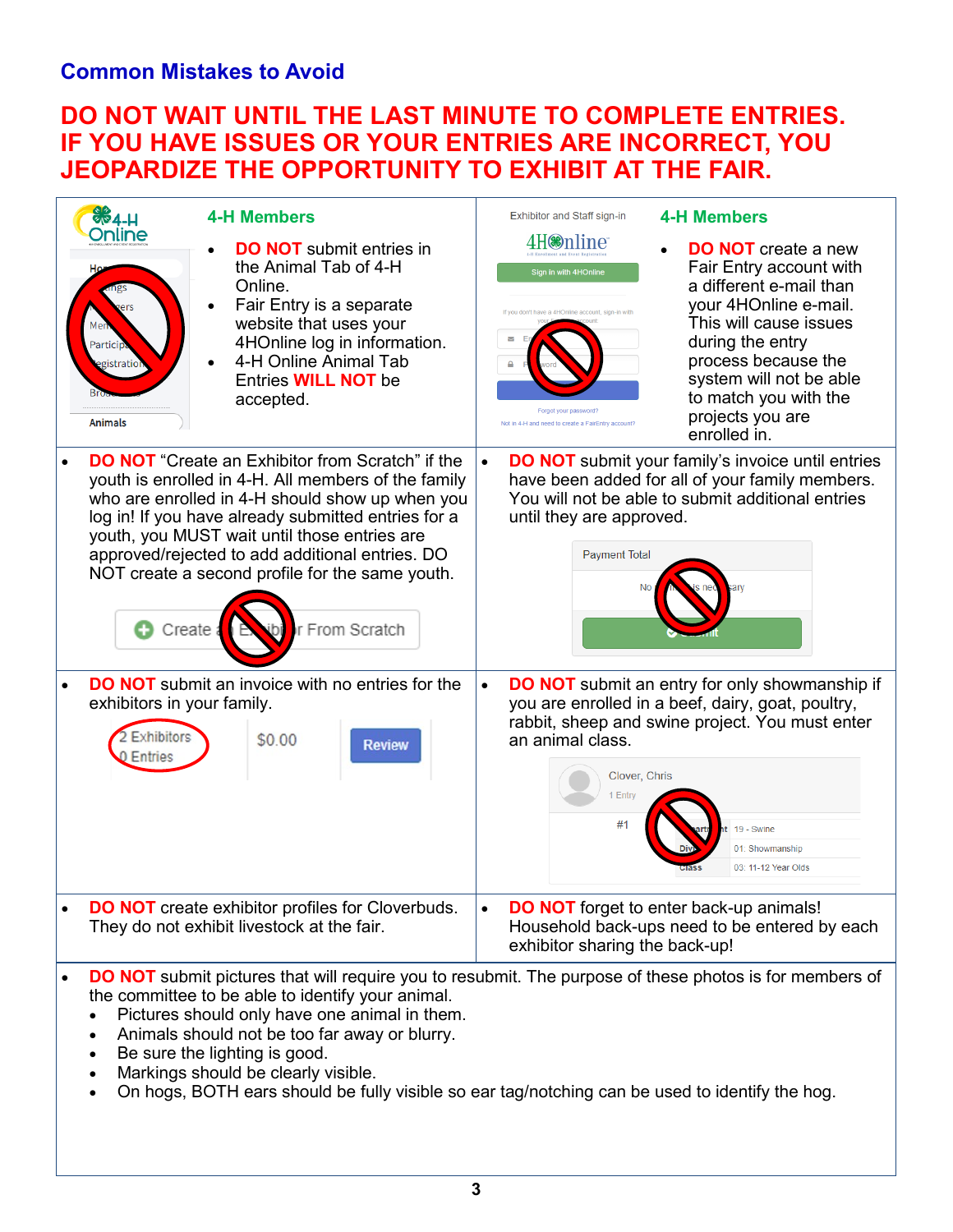## Common Mistakes to Avoid

**DO NOT WAIT UNTIL THE LAST MINUTE TO COMPLETE ENTRIES. IF YOU HAVE ISSUES OR YOUR ENTRIES ARE INCORRECT, YOU JEOPARDIZE THE OPPORTUNITY TO EXHIBIT AT THE FAIR.**

### 4-H Members

- **DO NOT** submit entries in the Animal Tab of 4-H Online.
- Fair Entry is a separate website that uses your 4HOnline log in information.
- 4-H Online Animal Tab Entries **WILL NOT** be accepted.

### 4-H Members

- **DO NOT** create a new Fair Entry account with a different e-mail than your 4HOnline e-mail. This will cause issues during the entry process because the system will not be able to match you with the projects you are enrolled in.

---

- **DO NOT** "Create an Exhibitor from Scratch" if the youth is enrolled in 4-H. All members of the family who are enrolled in 4-H should show up when you log in! If you have already submitted entries for a youth, you MUST wait until those entries are approved/rejected to add additional entries. DO NOT create a second profile for the same youth.

- **DO NOT** submit your family's invoice until entries have been added for all of your family members. You will not be able to submit additional entries until they are approved.

- **DO NOT** submit an invoice with no entries for the exhibitors in your family.

- **DO NOT** submit an entry for only showmanship if you are enrolled in a beef, dairy, goat, poultry, rabbit, sheep and swine project. You must enter an animal class.

- **DO NOT** create exhibitor profiles for Cloverbuds. They do not exhibit livestock at the fair.

- **DO NOT** forget to enter back-up animals! Household back-ups need to be entered by each exhibitor sharing the back-up!

- **DO NOT** submit pictures that will require you to resubmit. The purpose of these photos is for members of the committee to be able to identify your animal.
  - Pictures should only have one animal in them.
  - Animals should not be too far away or blurry.
  - Be sure the lighting is good.
  - Markings should be clearly visible.
  - On hogs, BOTH ears should be fully visible so ear tag/notching can be used to identify the hog.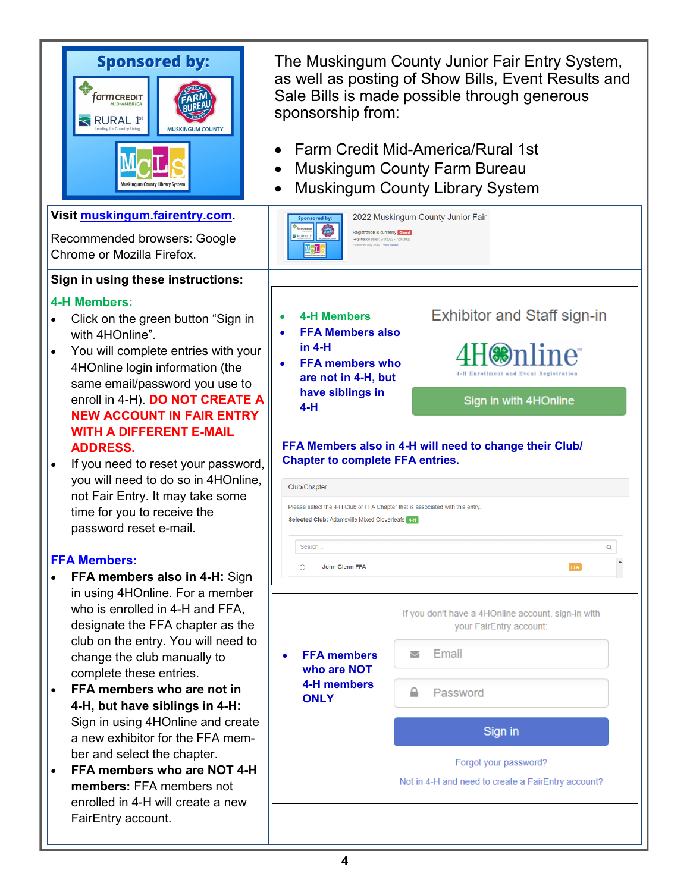**Sponsored by:**

The Muskingum County Junior Fair Entry System, as well as posting of Show Bills, Event Results and Sale Bills is made possible through generous sponsorship from:

- Farm Credit Mid-America/Rural 1st
- Muskingum County Farm Bureau
- Muskingum County Library System

**Visit [muskingum.fairentry.com](http://muskingum.fairentry.com).**

Recommended browsers: Google Chrome or Mozilla Firefox.

2022 Muskingum County Junior Fair

## Sign in using these instructions:

### 4-H Members:

- Click on the green button "Sign in with 4HOnline".
- You will complete entries with your 4HOnline login information (the same email/password you use to enroll in 4-H). **DO NOT CREATE A NEW ACCOUNT IN FAIR ENTRY WITH A DIFFERENT E-MAIL ADDRESS.**
- If you need to reset your password, you will need to do so in 4HOnline, not Fair Entry. It may take some time for you to receive the password reset e-mail.

### FFA Members:

- **FFA members also in 4-H:** Sign in using 4HOnline. For a member who is enrolled in 4-H and FFA, designate the FFA chapter as the club on the entry. You will need to change the club manually to complete these entries.
- **FFA members who are not in 4-H, but have siblings in 4-H:** Sign in using 4HOnline and create a new exhibitor for the FFA member and select the chapter.
- **FFA members who are NOT 4-H members:** FFA members not enrolled in 4-H will create a new FairEntry account.

---

- **4-H Members**
- **FFA Members also in 4-H**
- **FFA members who are not in 4-H, but have siblings in 4-H**

Exhibitor and Staff sign-in

4HOnline — 4-H Enrollment and Event Registration

Sign in with 4HOnline

**FFA Members also in 4-H will need to change their Club/Chapter to complete FFA entries.**

Club/Chapter

Please select the 4-H Club or FFA Chapter that is associated with this entry.

Selected Club: Adamsville Mixed Cloverleafs 4-H

Search...

John Glenn FFA — FFA

---

- **FFA members who are NOT 4-H members ONLY**

If you don't have a 4HOnline account, sign-in with your FairEntry account:

Email

Password

Sign in

Forgot your password?

Not in 4-H and need to create a FairEntry account?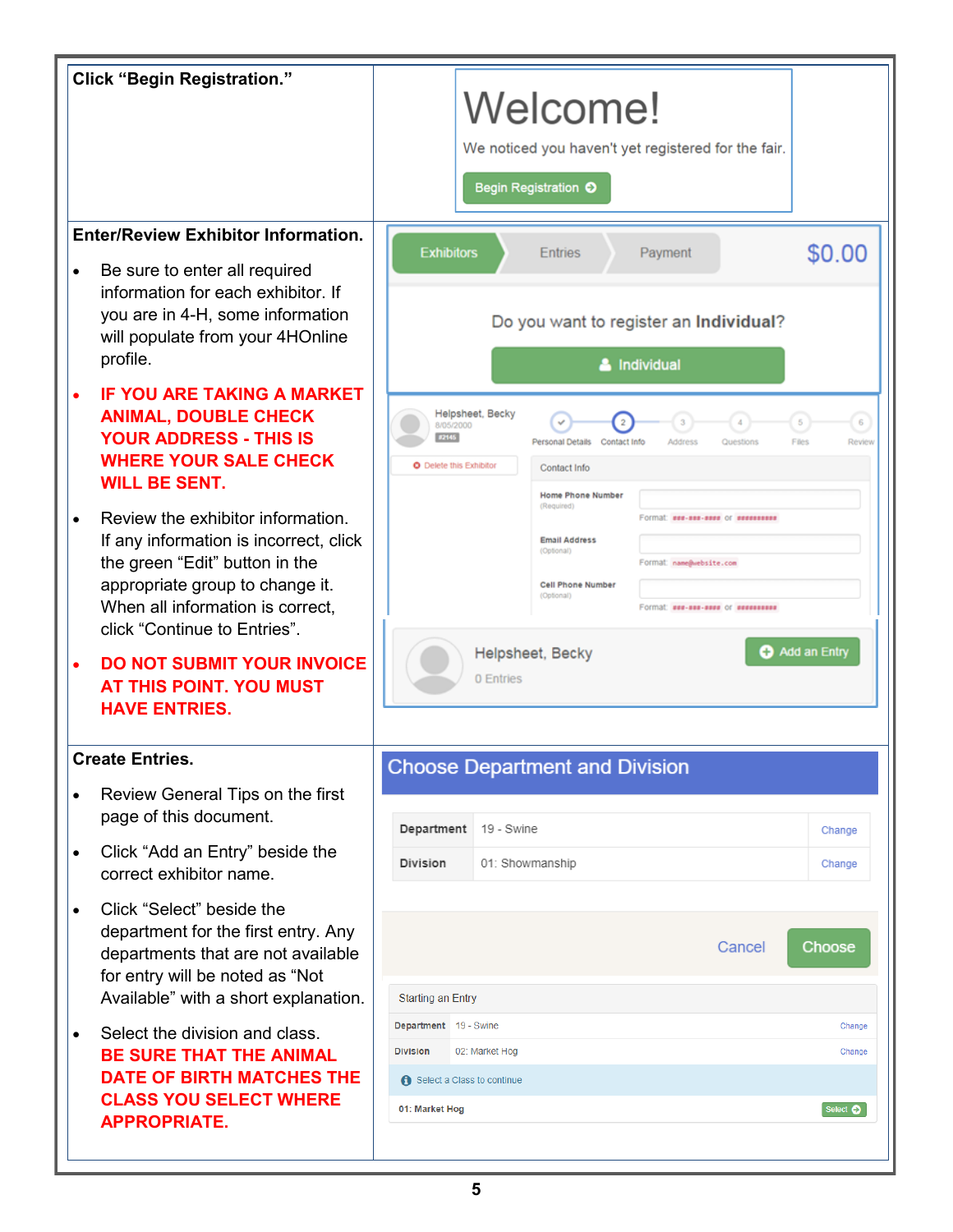**Click "Begin Registration."**

**Enter/Review Exhibitor Information.**

- Be sure to enter all required information for each exhibitor. If you are in 4-H, some information will populate from your 4HOnline profile.
- **IF YOU ARE TAKING A MARKET ANIMAL, DOUBLE CHECK YOUR ADDRESS - THIS IS WHERE YOUR SALE CHECK WILL BE SENT.**
- Review the exhibitor information. If any information is incorrect, click the green "Edit" button in the appropriate group to change it. When all information is correct, click "Continue to Entries".
- **DO NOT SUBMIT YOUR INVOICE AT THIS POINT. YOU MUST HAVE ENTRIES.**

**Create Entries.**

- Review General Tips on the first page of this document.
- Click "Add an Entry" beside the correct exhibitor name.
- Click "Select" beside the department for the first entry. Any departments that are not available for entry will be noted as "Not Available" with a short explanation.
- Select the division and class. **BE SURE THAT THE ANIMAL DATE OF BIRTH MATCHES THE CLASS YOU SELECT WHERE APPROPRIATE.**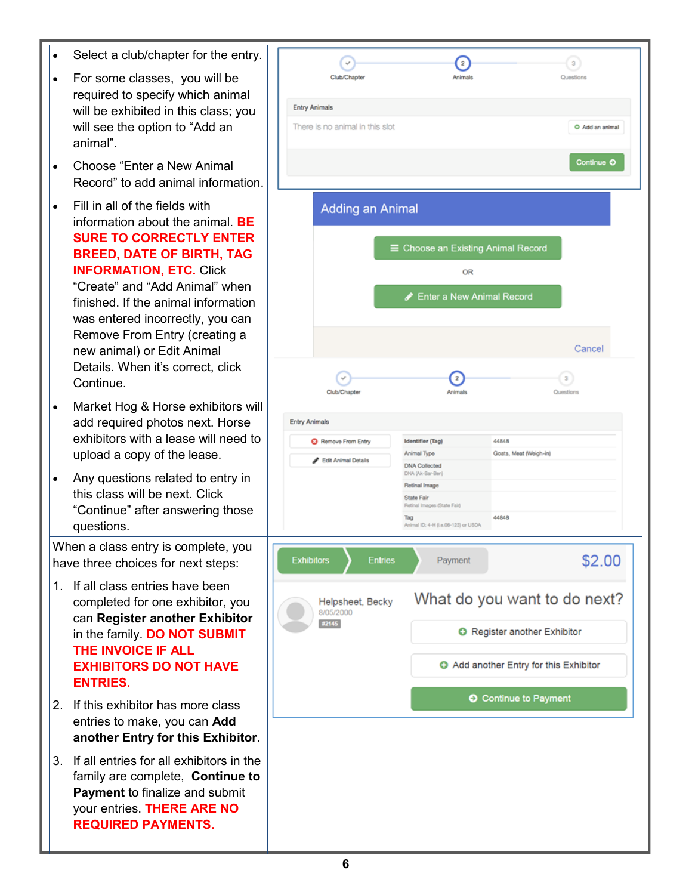- Select a club/chapter for the entry.
- For some classes, you will be required to specify which animal will be exhibited in this class; you will see the option to "Add an animal".
- Choose "Enter a New Animal Record" to add animal information.
- Fill in all of the fields with information about the animal. **BE SURE TO CORRECTLY ENTER BREED, DATE OF BIRTH, TAG INFORMATION, ETC.** Click "Create" and "Add Animal" when finished. If the animal information was entered incorrectly, you can Remove From Entry (creating a new animal) or Edit Animal Details. When it's correct, click Continue.
- Market Hog & Horse exhibitors will add required photos next. Horse exhibitors with a lease will need to upload a copy of the lease.
- Any questions related to entry in this class will be next. Click "Continue" after answering those questions.

Club/Chapter — Animals — Questions

Entry Animals

There is no animal in this slot | Add an animal

Continue

**Adding an Animal**

Choose an Existing Animal Record

OR

Enter a New Animal Record

Cancel

Club/Chapter — Animals — Questions

Entry Animals

Remove From Entry

Edit Animal Details

| | |
|---|---|
| Identifier (Tag) | 44848 |
| Animal Type | Goats, Meat (Weigh-in) |
| DNA Collected<br>DNA (Ak-Sar-Ben) | |
| Retinal Image | |
| State Fair<br>Retinal Images (State Fair) | |
| Tag<br>Animal ID: 4-H (i.e.06-123) or USDA | 44848 |

When a class entry is complete, you have three choices for next steps:

1. If all class entries have been completed for one exhibitor, you can **Register another Exhibitor** in the family. **DO NOT SUBMIT THE INVOICE IF ALL EXHIBITORS DO NOT HAVE ENTRIES.**
2. If this exhibitor has more class entries to make, you can **Add another Entry for this Exhibitor**.
3. If all entries for all exhibitors in the family are complete, **Continue to Payment** to finalize and submit your entries. **THERE ARE NO REQUIRED PAYMENTS.**

Exhibitors — Entries — Payment $2.00

Helpsheet, Becky
8/05/2000
#2145

What do you want to do next?

Register another Exhibitor

Add another Entry for this Exhibitor

Continue to Payment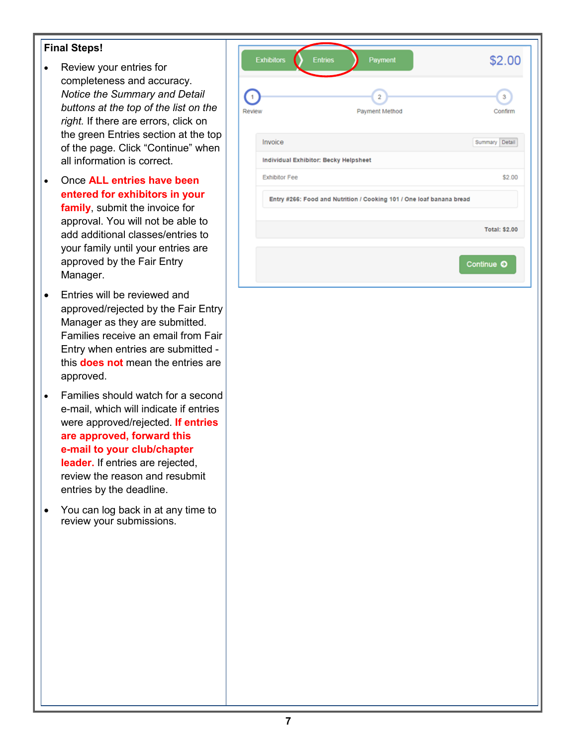**Final Steps!**

- Review your entries for completeness and accuracy. *Notice the Summary and Detail buttons at the top of the list on the right.* If there are errors, click on the green Entries section at the top of the page. Click "Continue" when all information is correct.
- Once **ALL entries have been entered for exhibitors in your family**, submit the invoice for approval. You will not be able to add additional classes/entries to your family until your entries are approved by the Fair Entry Manager.
- Entries will be reviewed and approved/rejected by the Fair Entry Manager as they are submitted. Families receive an email from Fair Entry when entries are submitted - this **does not** mean the entries are approved.
- Families should watch for a second e-mail, which will indicate if entries were approved/rejected. **If entries are approved, forward this e-mail to your club/chapter leader.** If entries are rejected, review the reason and resubmit entries by the deadline.
- You can log back in at any time to review your submissions.

Exhibitors
Entries
Payment
$2.00

1 Review
2 Payment Method
3 Confirm

Invoice
Summary
Detail

Individual Exhibitor: Becky Helpsheet

Exhibitor Fee
$2.00

Entry #266: Food and Nutrition / Cooking 101 / One loaf banana bread

Total: $2.00

Continue